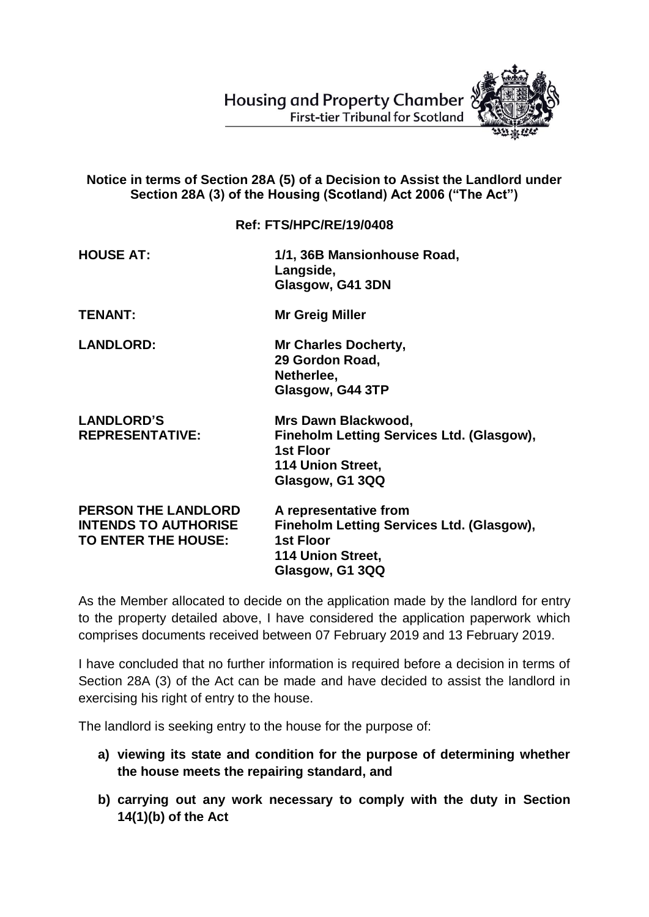Housing and Property Chamber
First-tier Tribunal for Scotland

**Notice in terms of Section 28A (5) of a Decision to Assist the Landlord under Section 28A (3) of the Housing (Scotland) Act 2006 ("The Act")**

**Ref: FTS/HPC/RE/19/0408**

| | |
|---|---|
| **HOUSE AT:** | **1/1, 36B Mansionhouse Road, Langside, Glasgow, G41 3DN** |
| **TENANT:** | **Mr Greig Miller** |
| **LANDLORD:** | **Mr Charles Docherty, 29 Gordon Road, Netherlee, Glasgow, G44 3TP** |
| **LANDLORD'S REPRESENTATIVE:** | **Mrs Dawn Blackwood, Fineholm Letting Services Ltd. (Glasgow), 1st Floor 114 Union Street, Glasgow, G1 3QQ** |
| **PERSON THE LANDLORD INTENDS TO AUTHORISE TO ENTER THE HOUSE:** | **A representative from Fineholm Letting Services Ltd. (Glasgow), 1st Floor 114 Union Street, Glasgow, G1 3QQ** |

As the Member allocated to decide on the application made by the landlord for entry to the property detailed above, I have considered the application paperwork which comprises documents received between 07 February 2019 and 13 February 2019.

I have concluded that no further information is required before a decision in terms of Section 28A (3) of the Act can be made and have decided to assist the landlord in exercising his right of entry to the house.

The landlord is seeking entry to the house for the purpose of:

- **a) viewing its state and condition for the purpose of determining whether the house meets the repairing standard, and**
- **b) carrying out any work necessary to comply with the duty in Section 14(1)(b) of the Act**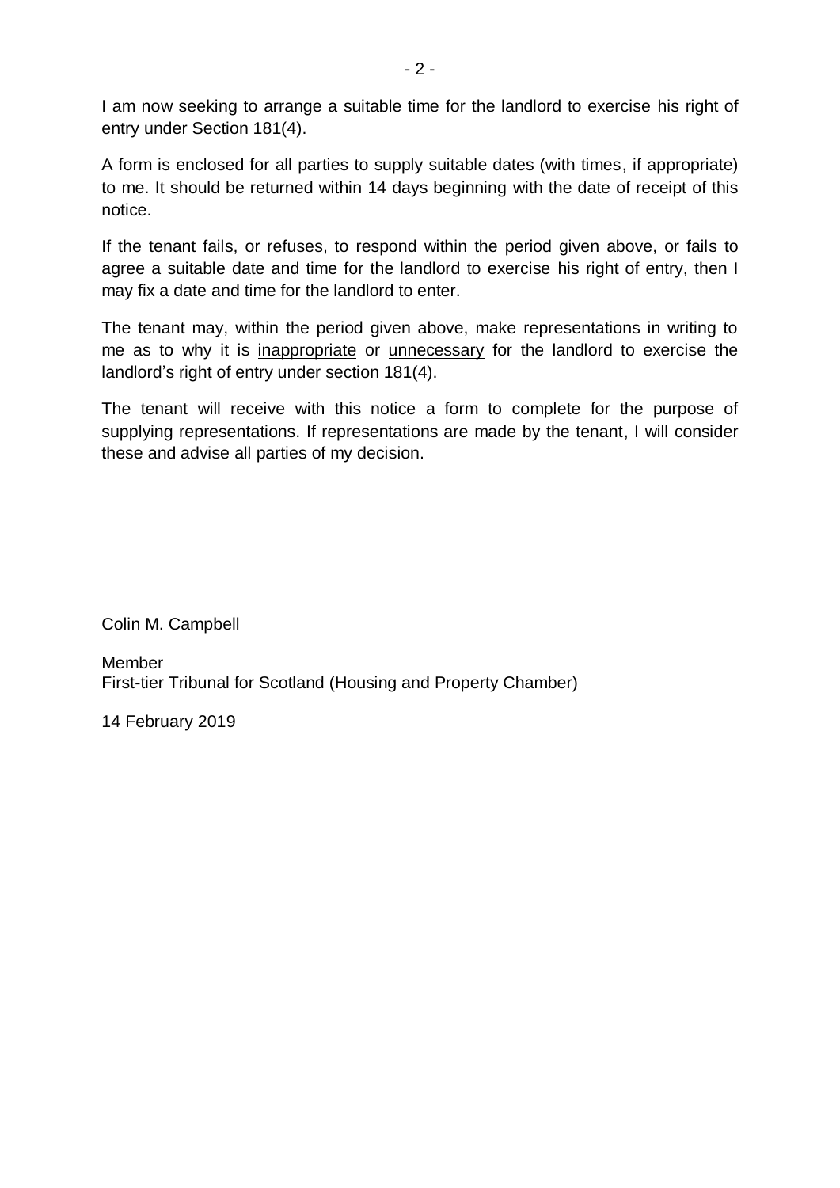I am now seeking to arrange a suitable time for the landlord to exercise his right of entry under Section 181(4).

A form is enclosed for all parties to supply suitable dates (with times, if appropriate) to me. It should be returned within 14 days beginning with the date of receipt of this notice.

If the tenant fails, or refuses, to respond within the period given above, or fails to agree a suitable date and time for the landlord to exercise his right of entry, then I may fix a date and time for the landlord to enter.

The tenant may, within the period given above, make representations in writing to me as to why it is <u>inappropriate</u> or <u>unnecessary</u> for the landlord to exercise the landlord's right of entry under section 181(4).

The tenant will receive with this notice a form to complete for the purpose of supplying representations. If representations are made by the tenant, I will consider these and advise all parties of my decision.

Colin M. Campbell

Member
First-tier Tribunal for Scotland (Housing and Property Chamber)

14 February 2019